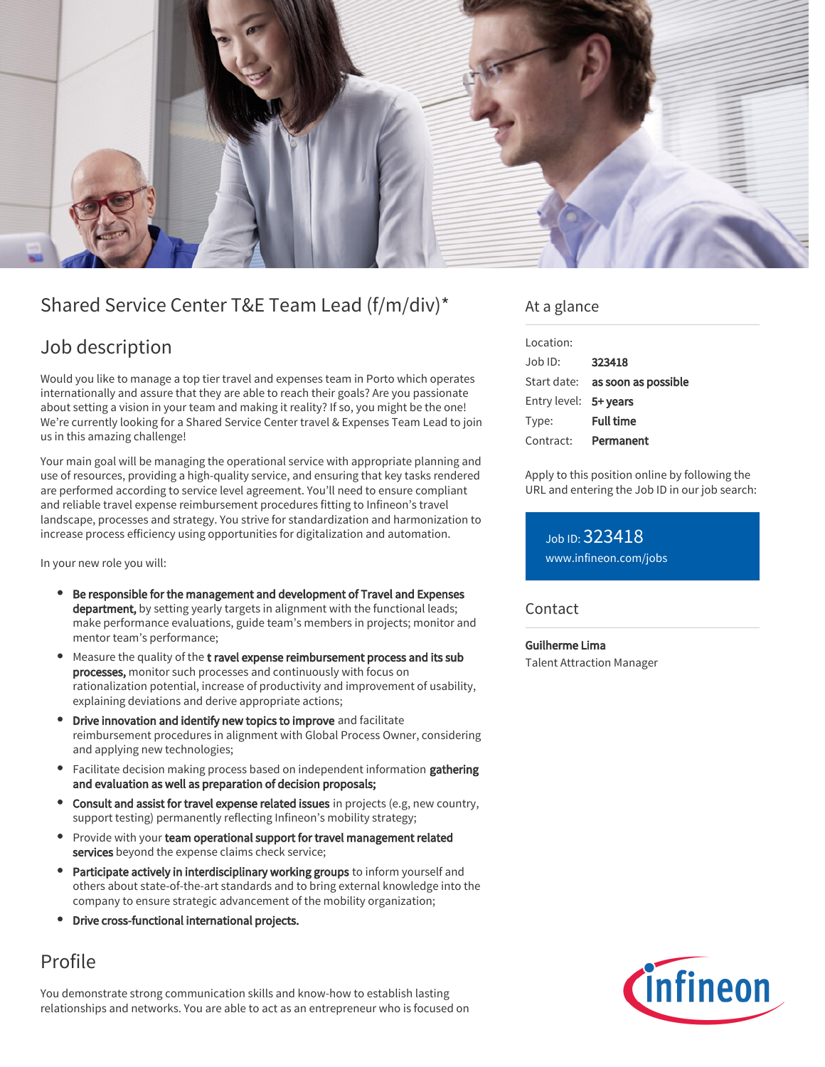# Shared Service Center T&E Team Lead (f/m/div)*

## Job description

Would you like to manage a top tier travel and expenses team in Porto which operates internationally and assure that they are able to reach their goals? Are you passionate about setting a vision in your team and making it reality? If so, you might be the one! We're currently looking for a Shared Service Center travel & Expenses Team Lead to join us in this amazing challenge!

Your main goal will be managing the operational service with appropriate planning and use of resources, providing a high-quality service, and ensuring that key tasks rendered are performed according to service level agreement. You'll need to ensure compliant and reliable travel expense reimbursement procedures fitting to Infineon's travel landscape, processes and strategy. You strive for standardization and harmonization to increase process efficiency using opportunities for digitalization and automation.

In your new role you will:

- **Be responsible for the management and development of Travel and Expenses department,** by setting yearly targets in alignment with the functional leads; make performance evaluations, guide team's members in projects; monitor and mentor team's performance;
- Measure the quality of the **t ravel expense reimbursement process and its sub processes,** monitor such processes and continuously with focus on rationalization potential, increase of productivity and improvement of usability, explaining deviations and derive appropriate actions;
- **Drive innovation and identify new topics to improve** and facilitate reimbursement procedures in alignment with Global Process Owner, considering and applying new technologies;
- Facilitate decision making process based on independent information **gathering and evaluation as well as preparation of decision proposals;**
- **Consult and assist for travel expense related issues** in projects (e.g, new country, support testing) permanently reflecting Infineon's mobility strategy;
- Provide with your **team operational support for travel management related services** beyond the expense claims check service;
- **Participate actively in interdisciplinary working groups** to inform yourself and others about state-of-the-art standards and to bring external knowledge into the company to ensure strategic advancement of the mobility organization;
- **Drive cross-functional international projects.**

## Profile

You demonstrate strong communication skills and know-how to establish lasting relationships and networks. You are able to act as an entrepreneur who is focused on

## At a glance

| | |
|---|---|
| Location: | |
| Job ID: | **323418** |
| Start date: | **as soon as possible** |
| Entry level: | **5+ years** |
| Type: | **Full time** |
| Contract: | **Permanent** |

Apply to this position online by following the URL and entering the Job ID in our job search:

Job ID: 323418
www.infineon.com/jobs

## Contact

**Guilherme Lima**
Talent Attraction Manager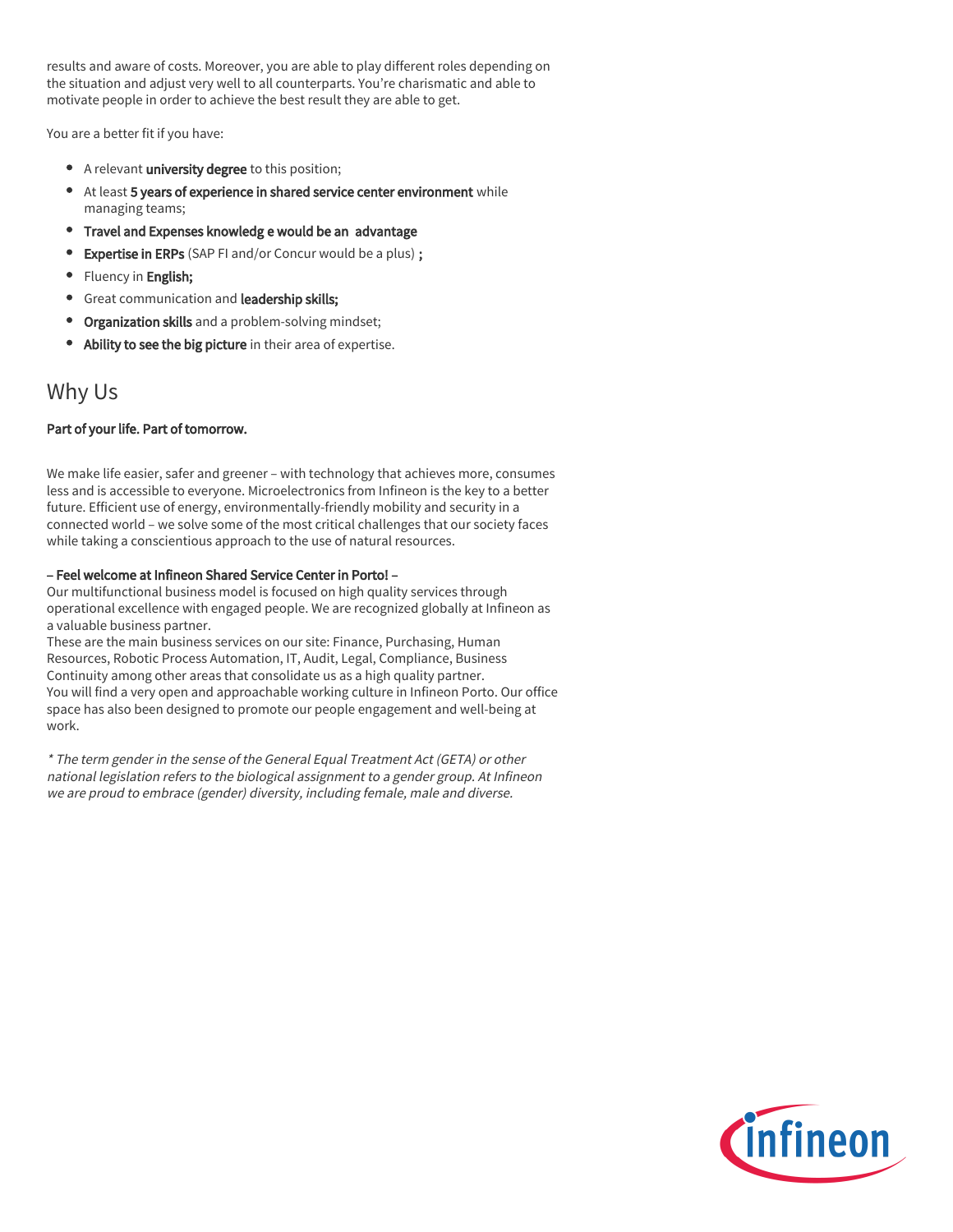results and aware of costs. Moreover, you are able to play different roles depending on the situation and adjust very well to all counterparts. You're charismatic and able to motivate people in order to achieve the best result they are able to get.

You are a better fit if you have:

- A relevant **university degree** to this position;
- At least **5 years of experience in shared service center environment** while managing teams;
- **Travel and Expenses knowledg e would be an advantage**
- **Expertise in ERPs** (SAP FI and/or Concur would be a plus) **;**
- Fluency in **English;**
- Great communication and **leadership skills;**
- **Organization skills** and a problem-solving mindset;
- **Ability to see the big picture** in their area of expertise.

## Why Us

**Part of your life. Part of tomorrow.**

We make life easier, safer and greener – with technology that achieves more, consumes less and is accessible to everyone. Microelectronics from Infineon is the key to a better future. Efficient use of energy, environmentally-friendly mobility and security in a connected world – we solve some of the most critical challenges that our society faces while taking a conscientious approach to the use of natural resources.

**– Feel welcome at Infineon Shared Service Center in Porto! –**
Our multifunctional business model is focused on high quality services through operational excellence with engaged people. We are recognized globally at Infineon as a valuable business partner.
These are the main business services on our site: Finance, Purchasing, Human Resources, Robotic Process Automation, IT, Audit, Legal, Compliance, Business Continuity among other areas that consolidate us as a high quality partner.
You will find a very open and approachable working culture in Infineon Porto. Our office space has also been designed to promote our people engagement and well-being at work.

*\* The term gender in the sense of the General Equal Treatment Act (GETA) or other national legislation refers to the biological assignment to a gender group. At Infineon we are proud to embrace (gender) diversity, including female, male and diverse.*